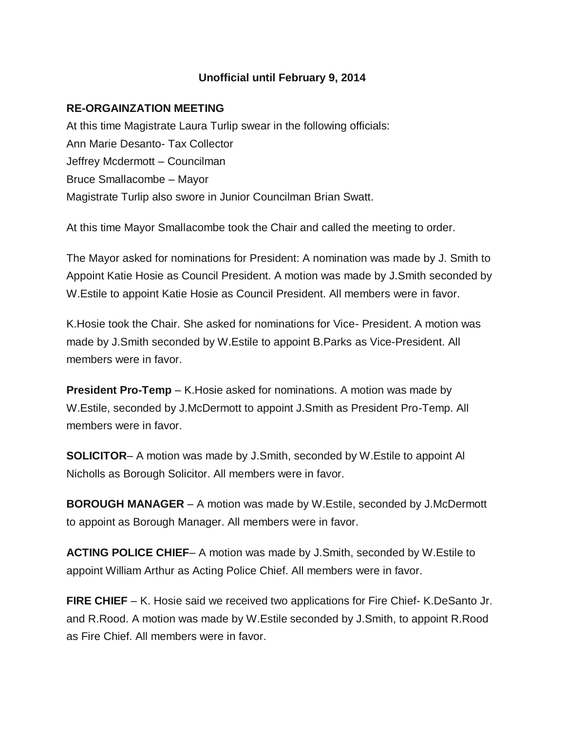**Unofficial until February 9, 2014**

**RE-ORGAINZATION MEETING**

At this time Magistrate Laura Turlip swear in the following officials:
Ann Marie Desanto- Tax Collector
Jeffrey Mcdermott – Councilman
Bruce Smallacombe – Mayor
Magistrate Turlip also swore in Junior Councilman Brian Swatt.

At this time Mayor Smallacombe took the Chair and called the meeting to order.

The Mayor asked for nominations for President: A nomination was made by J. Smith to Appoint Katie Hosie as Council President. A motion was made by J.Smith seconded by W.Estile to appoint Katie Hosie as Council President. All members were in favor.

K.Hosie took the Chair. She asked for nominations for Vice- President. A motion was made by J.Smith seconded by W.Estile to appoint B.Parks as Vice-President. All members were in favor.

**President Pro-Temp** – K.Hosie asked for nominations. A motion was made by W.Estile, seconded by J.McDermott to appoint J.Smith as President Pro-Temp. All members were in favor.

**SOLICITOR**– A motion was made by J.Smith, seconded by W.Estile to appoint Al Nicholls as Borough Solicitor. All members were in favor.

**BOROUGH MANAGER** – A motion was made by W.Estile, seconded by J.McDermott to appoint as Borough Manager. All members were in favor.

**ACTING POLICE CHIEF**– A motion was made by J.Smith, seconded by W.Estile to appoint William Arthur as Acting Police Chief. All members were in favor.

**FIRE CHIEF** – K. Hosie said we received two applications for Fire Chief- K.DeSanto Jr. and R.Rood. A motion was made by W.Estile seconded by J.Smith, to appoint R.Rood as Fire Chief. All members were in favor.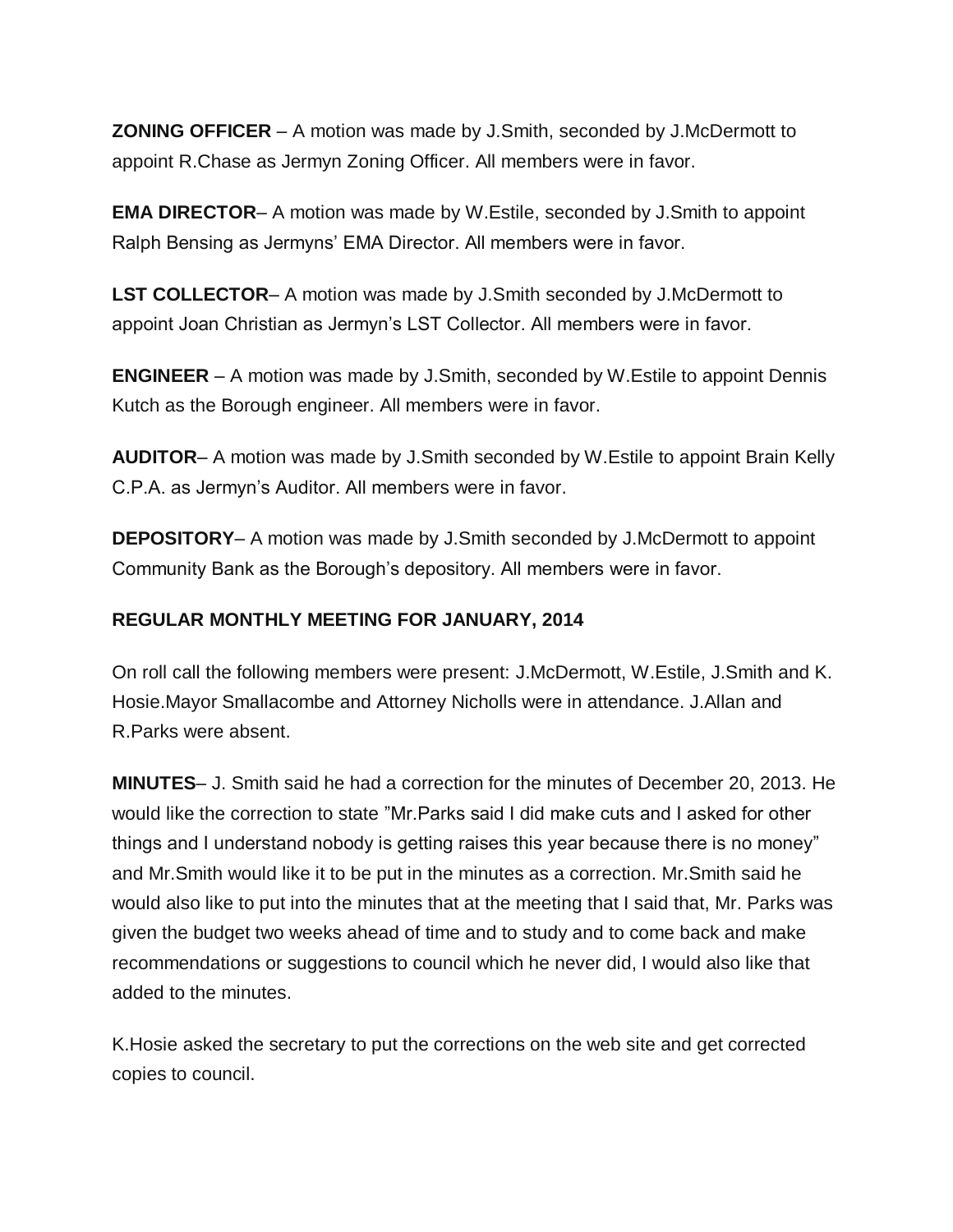**ZONING OFFICER** – A motion was made by J.Smith, seconded by J.McDermott to appoint R.Chase as Jermyn Zoning Officer. All members were in favor.

**EMA DIRECTOR**– A motion was made by W.Estile, seconded by J.Smith to appoint Ralph Bensing as Jermyns' EMA Director. All members were in favor.

**LST COLLECTOR**– A motion was made by J.Smith seconded by J.McDermott to appoint Joan Christian as Jermyn's LST Collector. All members were in favor.

**ENGINEER** – A motion was made by J.Smith, seconded by W.Estile to appoint Dennis Kutch as the Borough engineer. All members were in favor.

**AUDITOR**– A motion was made by J.Smith seconded by W.Estile to appoint Brain Kelly C.P.A. as Jermyn's Auditor. All members were in favor.

**DEPOSITORY**– A motion was made by J.Smith seconded by J.McDermott to appoint Community Bank as the Borough's depository. All members were in favor.

**REGULAR MONTHLY MEETING FOR JANUARY, 2014**

On roll call the following members were present: J.McDermott, W.Estile, J.Smith and K. Hosie.Mayor Smallacombe and Attorney Nicholls were in attendance. J.Allan and R.Parks were absent.

**MINUTES**– J. Smith said he had a correction for the minutes of December 20, 2013. He would like the correction to state "Mr.Parks said I did make cuts and I asked for other things and I understand nobody is getting raises this year because there is no money" and Mr.Smith would like it to be put in the minutes as a correction. Mr.Smith said he would also like to put into the minutes that at the meeting that I said that, Mr. Parks was given the budget two weeks ahead of time and to study and to come back and make recommendations or suggestions to council which he never did, I would also like that added to the minutes.

K.Hosie asked the secretary to put the corrections on the web site and get corrected copies to council.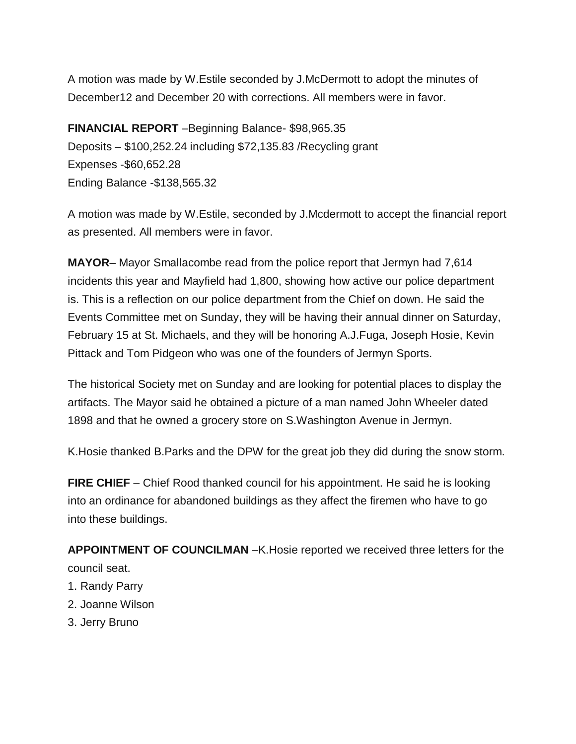A motion was made by W.Estile seconded by J.McDermott to adopt the minutes of December12 and December 20 with corrections. All members were in favor.

**FINANCIAL REPORT** –Beginning Balance- $98,965.35
Deposits – $100,252.24 including $72,135.83 /Recycling grant
Expenses -$60,652.28
Ending Balance -$138,565.32

A motion was made by W.Estile, seconded by J.Mcdermott to accept the financial report as presented. All members were in favor.

**MAYOR**– Mayor Smallacombe read from the police report that Jermyn had 7,614 incidents this year and Mayfield had 1,800, showing how active our police department is. This is a reflection on our police department from the Chief on down. He said the Events Committee met on Sunday, they will be having their annual dinner on Saturday, February 15 at St. Michaels, and they will be honoring A.J.Fuga, Joseph Hosie, Kevin Pittack and Tom Pidgeon who was one of the founders of Jermyn Sports.

The historical Society met on Sunday and are looking for potential places to display the artifacts. The Mayor said he obtained a picture of a man named John Wheeler dated 1898 and that he owned a grocery store on S.Washington Avenue in Jermyn.

K.Hosie thanked B.Parks and the DPW for the great job they did during the snow storm.

**FIRE CHIEF** – Chief Rood thanked council for his appointment. He said he is looking into an ordinance for abandoned buildings as they affect the firemen who have to go into these buildings.

**APPOINTMENT OF COUNCILMAN** –K.Hosie reported we received three letters for the council seat.

1. Randy Parry
2. Joanne Wilson
3. Jerry Bruno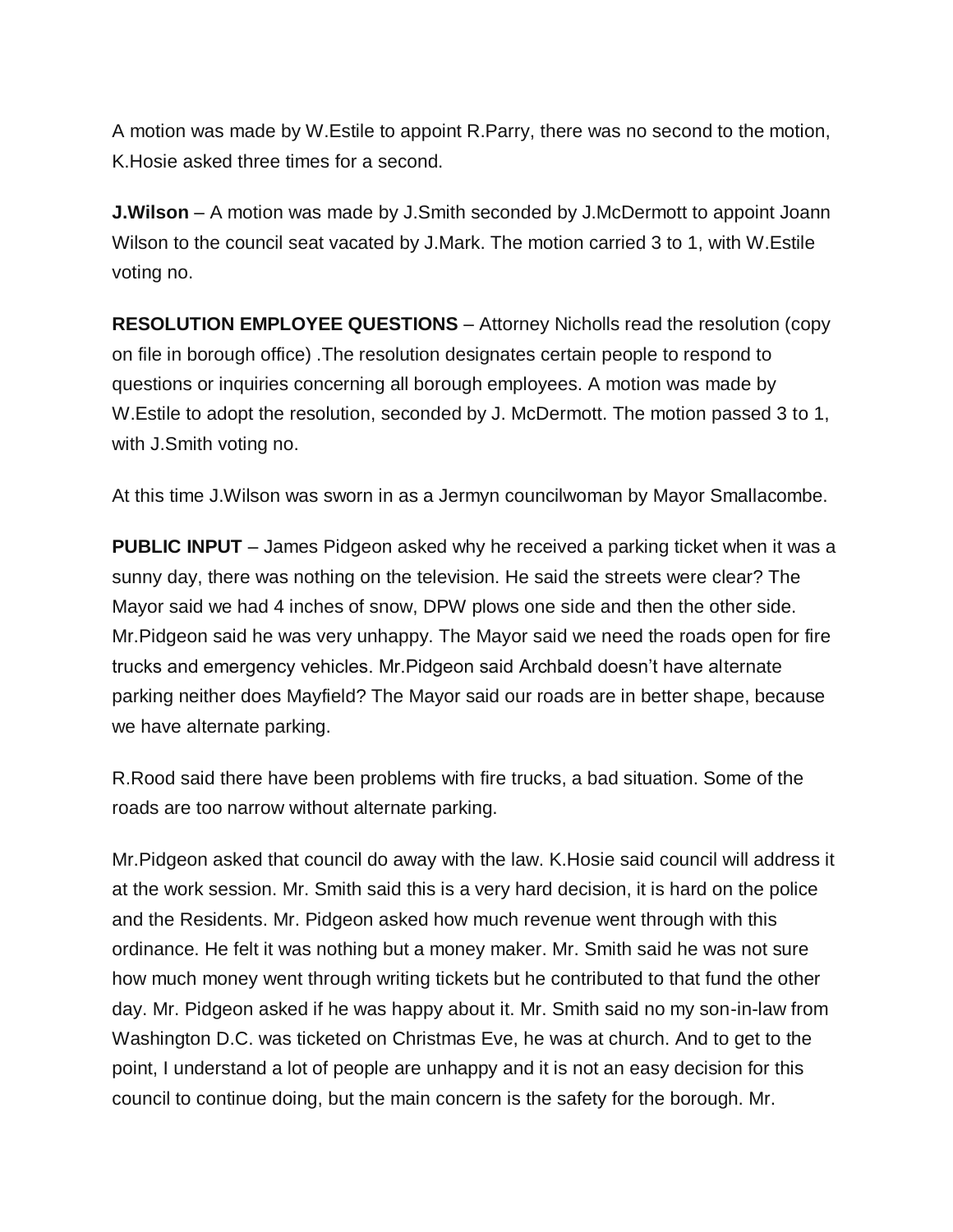A motion was made by W.Estile to appoint R.Parry, there was no second to the motion, K.Hosie asked three times for a second.

**J.Wilson** – A motion was made by J.Smith seconded by J.McDermott to appoint Joann Wilson to the council seat vacated by J.Mark. The motion carried 3 to 1, with W.Estile voting no.

**RESOLUTION EMPLOYEE QUESTIONS** – Attorney Nicholls read the resolution (copy on file in borough office) .The resolution designates certain people to respond to questions or inquiries concerning all borough employees. A motion was made by W.Estile to adopt the resolution, seconded by J. McDermott. The motion passed 3 to 1, with J.Smith voting no.

At this time J.Wilson was sworn in as a Jermyn councilwoman by Mayor Smallacombe.

**PUBLIC INPUT** – James Pidgeon asked why he received a parking ticket when it was a sunny day, there was nothing on the television. He said the streets were clear? The Mayor said we had 4 inches of snow, DPW plows one side and then the other side. Mr.Pidgeon said he was very unhappy. The Mayor said we need the roads open for fire trucks and emergency vehicles. Mr.Pidgeon said Archbald doesn't have alternate parking neither does Mayfield? The Mayor said our roads are in better shape, because we have alternate parking.

R.Rood said there have been problems with fire trucks, a bad situation. Some of the roads are too narrow without alternate parking.

Mr.Pidgeon asked that council do away with the law. K.Hosie said council will address it at the work session. Mr. Smith said this is a very hard decision, it is hard on the police and the Residents. Mr. Pidgeon asked how much revenue went through with this ordinance. He felt it was nothing but a money maker. Mr. Smith said he was not sure how much money went through writing tickets but he contributed to that fund the other day. Mr. Pidgeon asked if he was happy about it. Mr. Smith said no my son-in-law from Washington D.C. was ticketed on Christmas Eve, he was at church. And to get to the point, I understand a lot of people are unhappy and it is not an easy decision for this council to continue doing, but the main concern is the safety for the borough. Mr.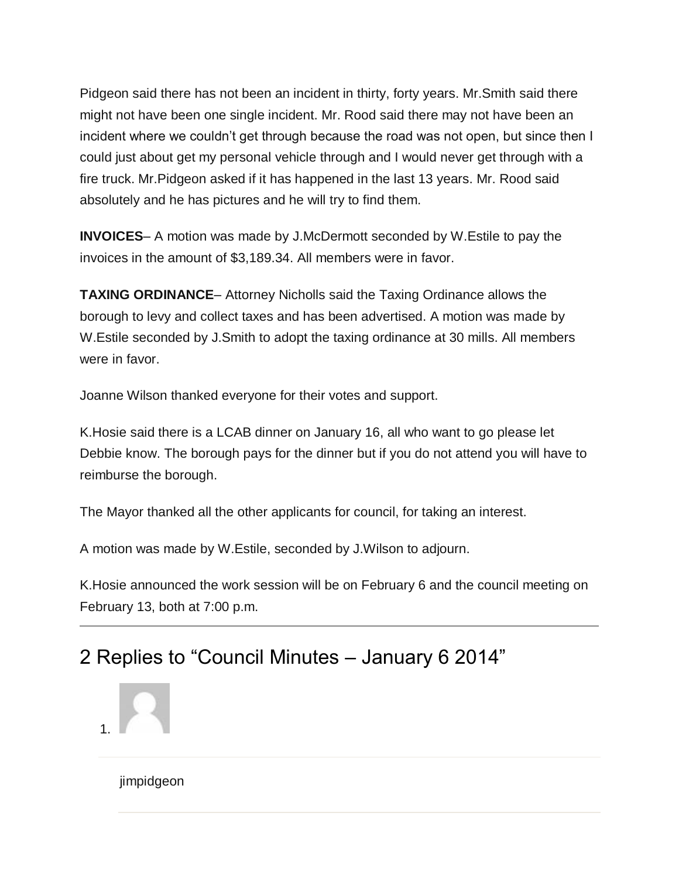Pidgeon said there has not been an incident in thirty, forty years. Mr.Smith said there might not have been one single incident. Mr. Rood said there may not have been an incident where we couldn't get through because the road was not open, but since then I could just about get my personal vehicle through and I would never get through with a fire truck. Mr.Pidgeon asked if it has happened in the last 13 years. Mr. Rood said absolutely and he has pictures and he will try to find them.

**INVOICES**– A motion was made by J.McDermott seconded by W.Estile to pay the invoices in the amount of $3,189.34. All members were in favor.

**TAXING ORDINANCE**– Attorney Nicholls said the Taxing Ordinance allows the borough to levy and collect taxes and has been advertised. A motion was made by W.Estile seconded by J.Smith to adopt the taxing ordinance at 30 mills. All members were in favor.

Joanne Wilson thanked everyone for their votes and support.

K.Hosie said there is a LCAB dinner on January 16, all who want to go please let Debbie know. The borough pays for the dinner but if you do not attend you will have to reimburse the borough.

The Mayor thanked all the other applicants for council, for taking an interest.

A motion was made by W.Estile, seconded by J.Wilson to adjourn.

K.Hosie announced the work session will be on February 6 and the council meeting on February 13, both at 7:00 p.m.

---

## 2 Replies to "Council Minutes – January 6 2014"

1. jimpidgeon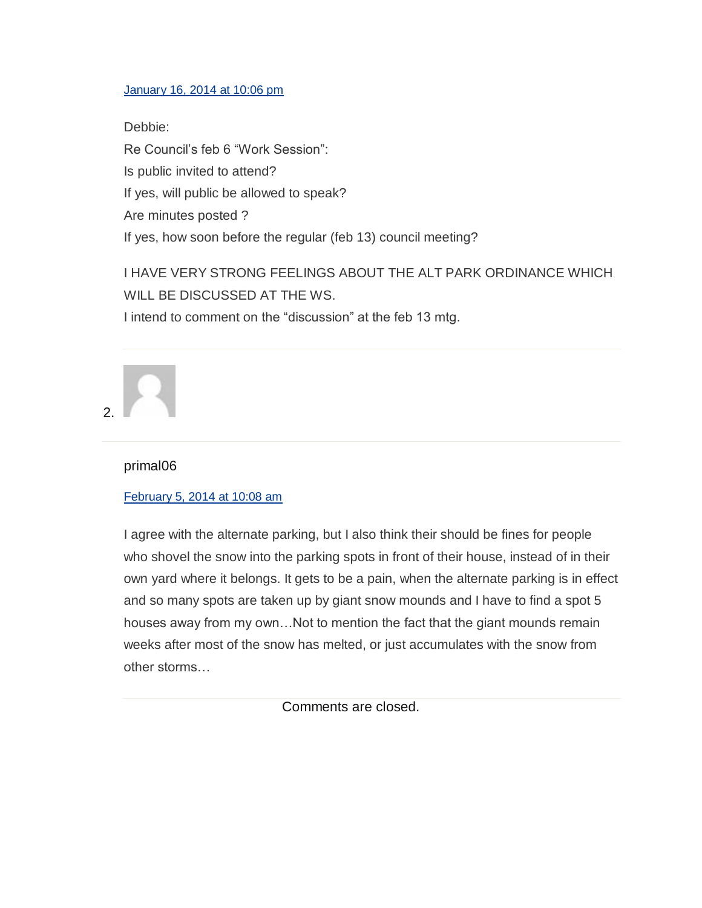January 16, 2014 at 10:06 pm

Debbie:
Re Council's feb 6 "Work Session":
Is public invited to attend?
If yes, will public be allowed to speak?
Are minutes posted ?
If yes, how soon before the regular (feb 13) council meeting?

I HAVE VERY STRONG FEELINGS ABOUT THE ALT PARK ORDINANCE WHICH WILL BE DISCUSSED AT THE WS.
I intend to comment on the "discussion" at the feb 13 mtg.

2.

primal06

February 5, 2014 at 10:08 am

I agree with the alternate parking, but I also think their should be fines for people who shovel the snow into the parking spots in front of their house, instead of in their own yard where it belongs. It gets to be a pain, when the alternate parking is in effect and so many spots are taken up by giant snow mounds and I have to find a spot 5 houses away from my own…Not to mention the fact that the giant mounds remain weeks after most of the snow has melted, or just accumulates with the snow from other storms…

Comments are closed.